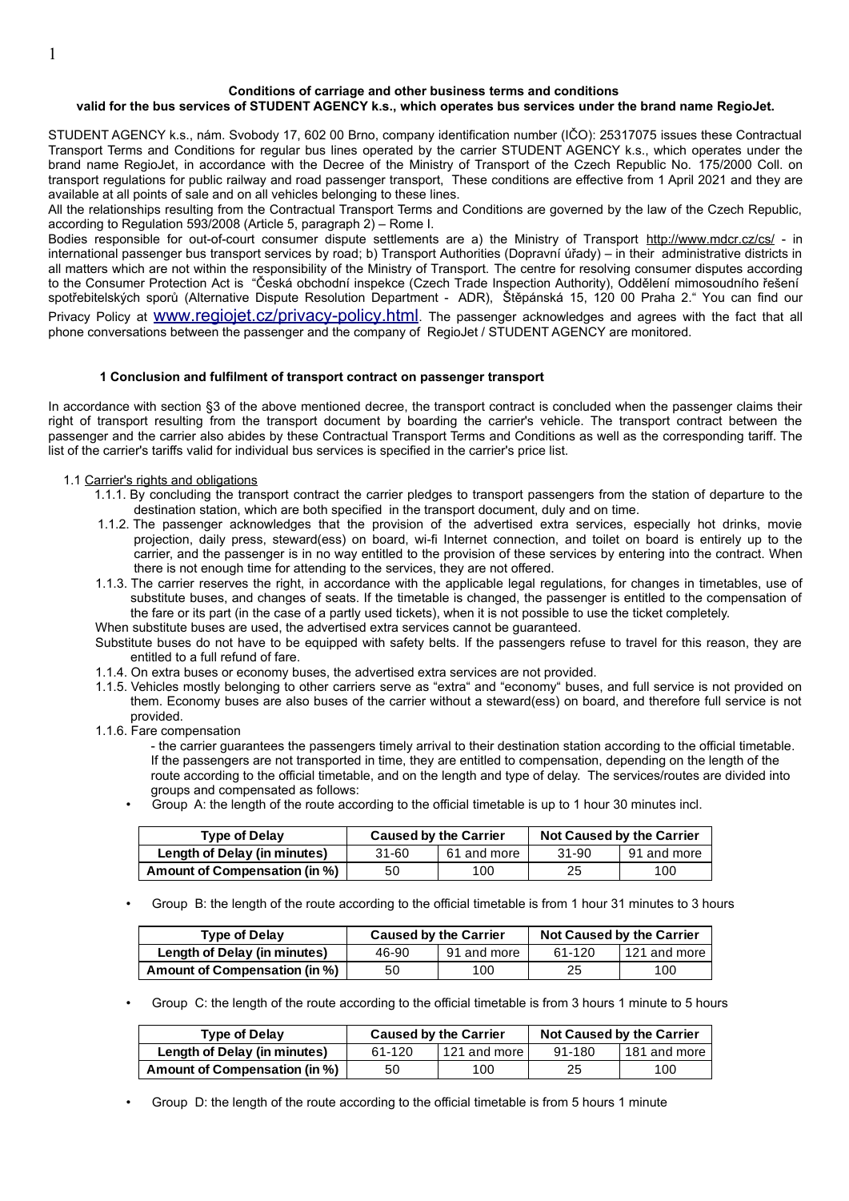**Conditions of carriage and other business terms and conditions**
**valid for the bus services of STUDENT AGENCY k.s., which operates bus services under the brand name RegioJet.**

STUDENT AGENCY k.s., nám. Svobody 17, 602 00 Brno, company identification number (IČO): 25317075 issues these Contractual Transport Terms and Conditions for regular bus lines operated by the carrier STUDENT AGENCY k.s., which operates under the brand name RegioJet, in accordance with the Decree of the Ministry of Transport of the Czech Republic No. 175/2000 Coll. on transport regulations for public railway and road passenger transport, These conditions are effective from 1 April 2021 and they are available at all points of sale and on all vehicles belonging to these lines.

All the relationships resulting from the Contractual Transport Terms and Conditions are governed by the law of the Czech Republic, according to Regulation 593/2008 (Article 5, paragraph 2) – Rome I.

Bodies responsible for out-of-court consumer dispute settlements are a) the Ministry of Transport http://www.mdcr.cz/cs/ - in international passenger bus transport services by road; b) Transport Authorities (Dopravní úřady) – in their administrative districts in all matters which are not within the responsibility of the Ministry of Transport. The centre for resolving consumer disputes according to the Consumer Protection Act is "Česká obchodní inspekce (Czech Trade Inspection Authority), Oddělení mimosoudního řešení spotřebitelských sporů (Alternative Dispute Resolution Department - ADR), Štěpánská 15, 120 00 Praha 2." You can find our Privacy Policy at www.regiojet.cz/privacy-policy.html. The passenger acknowledges and agrees with the fact that all phone conversations between the passenger and the company of RegioJet / STUDENT AGENCY are monitored.

### 1 Conclusion and fulfilment of transport contract on passenger transport

In accordance with section §3 of the above mentioned decree, the transport contract is concluded when the passenger claims their right of transport resulting from the transport document by boarding the carrier's vehicle. The transport contract between the passenger and the carrier also abides by these Contractual Transport Terms and Conditions as well as the corresponding tariff. The list of the carrier's tariffs valid for individual bus services is specified in the carrier's price list.

1.1 Carrier's rights and obligations

1.1.1. By concluding the transport contract the carrier pledges to transport passengers from the station of departure to the destination station, which are both specified in the transport document, duly and on time.

1.1.2. The passenger acknowledges that the provision of the advertised extra services, especially hot drinks, movie projection, daily press, steward(ess) on board, wi-fi Internet connection, and toilet on board is entirely up to the carrier, and the passenger is in no way entitled to the provision of these services by entering into the contract. When there is not enough time for attending to the services, they are not offered.

1.1.3. The carrier reserves the right, in accordance with the applicable legal regulations, for changes in timetables, use of substitute buses, and changes of seats. If the timetable is changed, the passenger is entitled to the compensation of the fare or its part (in the case of a partly used tickets), when it is not possible to use the ticket completely.

When substitute buses are used, the advertised extra services cannot be guaranteed.

Substitute buses do not have to be equipped with safety belts. If the passengers refuse to travel for this reason, they are entitled to a full refund of fare.

1.1.4. On extra buses or economy buses, the advertised extra services are not provided.

1.1.5. Vehicles mostly belonging to other carriers serve as "extra" and "economy" buses, and full service is not provided on them. Economy buses are also buses of the carrier without a steward(ess) on board, and therefore full service is not provided.

1.1.6. Fare compensation

- the carrier guarantees the passengers timely arrival to their destination station according to the official timetable. If the passengers are not transported in time, they are entitled to compensation, depending on the length of the route according to the official timetable, and on the length and type of delay. The services/routes are divided into groups and compensated as follows:

- Group A: the length of the route according to the official timetable is up to 1 hour 30 minutes incl.

| Type of Delay | Caused by the Carrier | | Not Caused by the Carrier | |
|---|---|---|---|---|
| Length of Delay (in minutes) | 31-60 | 61 and more | 31-90 | 91 and more |
| Amount of Compensation (in %) | 50 | 100 | 25 | 100 |

- Group B: the length of the route according to the official timetable is from 1 hour 31 minutes to 3 hours

| Type of Delay | Caused by the Carrier | | Not Caused by the Carrier | |
|---|---|---|---|---|
| Length of Delay (in minutes) | 46-90 | 91 and more | 61-120 | 121 and more |
| Amount of Compensation (in %) | 50 | 100 | 25 | 100 |

- Group C: the length of the route according to the official timetable is from 3 hours 1 minute to 5 hours

| Type of Delay | Caused by the Carrier | | Not Caused by the Carrier | |
|---|---|---|---|---|
| Length of Delay (in minutes) | 61-120 | 121 and more | 91-180 | 181 and more |
| Amount of Compensation (in %) | 50 | 100 | 25 | 100 |

- Group D: the length of the route according to the official timetable is from 5 hours 1 minute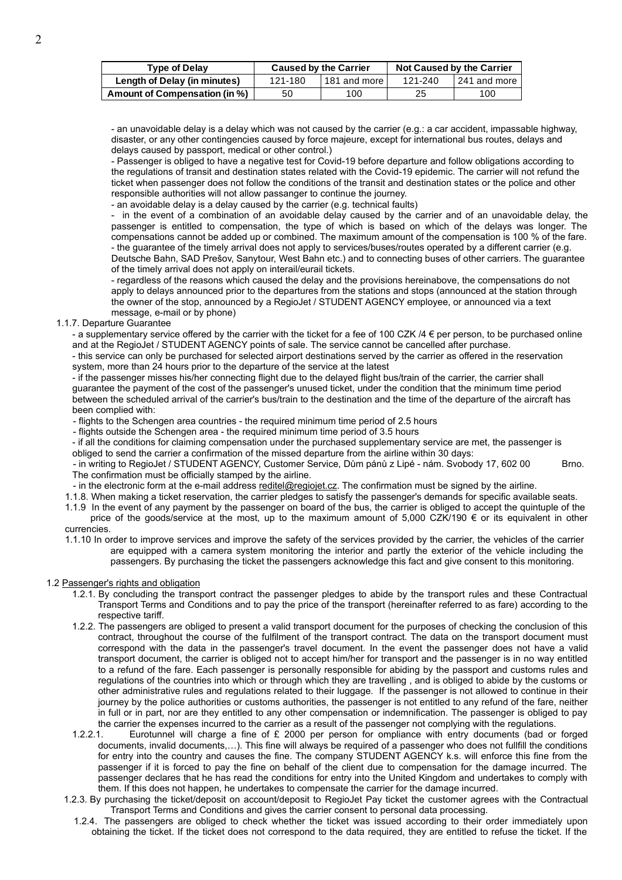| Type of Delay | Caused by the Carrier | | Not Caused by the Carrier | |
|---|---|---|---|---|
| Length of Delay (in minutes) | 121-180 | 181 and more | 121-240 | 241 and more |
| Amount of Compensation (in %) | 50 | 100 | 25 | 100 |

- an unavoidable delay is a delay which was not caused by the carrier (e.g.: a car accident, impassable highway, disaster, or any other contingencies caused by force majeure, except for international bus routes, delays and delays caused by passport, medical or other control.)
- Passenger is obliged to have a negative test for Covid-19 before departure and follow obligations according to the regulations of transit and destination states related with the Covid-19 epidemic. The carrier will not refund the ticket when passenger does not follow the conditions of the transit and destination states or the police and other responsible authorities will not allow passanger to continue the journey.
- an avoidable delay is a delay caused by the carrier (e.g. technical faults)
- in the event of a combination of an avoidable delay caused by the carrier and of an unavoidable delay, the passenger is entitled to compensation, the type of which is based on which of the delays was longer. The compensations cannot be added up or combined. The maximum amount of the compensation is 100 % of the fare.
- the guarantee of the timely arrival does not apply to services/buses/routes operated by a different carrier (e.g. Deutsche Bahn, SAD Prešov, Sanytour, West Bahn etc.) and to connecting buses of other carriers. The guarantee of the timely arrival does not apply on interail/eurail tickets.
- regardless of the reasons which caused the delay and the provisions hereinabove, the compensations do not apply to delays announced prior to the departures from the stations and stops (announced at the station through the owner of the stop, announced by a RegioJet / STUDENT AGENCY employee, or announced via a text message, e-mail or by phone)

1.1.7. Departure Guarantee

- a supplementary service offered by the carrier with the ticket for a fee of 100 CZK /4 € per person, to be purchased online and at the RegioJet / STUDENT AGENCY points of sale. The service cannot be cancelled after purchase.
- this service can only be purchased for selected airport destinations served by the carrier as offered in the reservation system, more than 24 hours prior to the departure of the service at the latest
- if the passenger misses his/her connecting flight due to the delayed flight bus/train of the carrier, the carrier shall guarantee the payment of the cost of the passenger's unused ticket, under the condition that the minimum time period between the scheduled arrival of the carrier's bus/train to the destination and the time of the departure of the aircraft has been complied with:
- flights to the Schengen area countries - the required minimum time period of 2.5 hours
- flights outside the Schengen area - the required minimum time period of 3.5 hours
- if all the conditions for claiming compensation under the purchased supplementary service are met, the passenger is obliged to send the carrier a confirmation of the missed departure from the airline within 30 days:
- in writing to RegioJet / STUDENT AGENCY, Customer Service, Dům pánů z Lipé - nám. Svobody 17, 602 00 Brno. The confirmation must be officially stamped by the airline.
- in the electronic form at the e-mail address reditel@regiojet.cz. The confirmation must be signed by the airline.

1.1.8. When making a ticket reservation, the carrier pledges to satisfy the passenger's demands for specific available seats.

1.1.9 In the event of any payment by the passenger on board of the bus, the carrier is obliged to accept the quintuple of the price of the goods/service at the most, up to the maximum amount of 5,000 CZK/190 € or its equivalent in other currencies.

1.1.10 In order to improve services and improve the safety of the services provided by the carrier, the vehicles of the carrier are equipped with a camera system monitoring the interior and partly the exterior of the vehicle including the passengers. By purchasing the ticket the passengers acknowledge this fact and give consent to this monitoring.

1.2 Passenger's rights and obligation

1.2.1. By concluding the transport contract the passenger pledges to abide by the transport rules and these Contractual Transport Terms and Conditions and to pay the price of the transport (hereinafter referred to as fare) according to the respective tariff.

1.2.2. The passengers are obliged to present a valid transport document for the purposes of checking the conclusion of this contract, throughout the course of the fulfilment of the transport contract. The data on the transport document must correspond with the data in the passenger's travel document. In the event the passenger does not have a valid transport document, the carrier is obliged not to accept him/her for transport and the passenger is in no way entitled to a refund of the fare. Each passenger is personally responsible for abiding by the passport and customs rules and regulations of the countries into which or through which they are travelling , and is obliged to abide by the customs or other administrative rules and regulations related to their luggage. If the passenger is not allowed to continue in their journey by the police authorities or customs authorities, the passenger is not entitled to any refund of the fare, neither in full or in part, nor are they entitled to any other compensation or indemnification. The passenger is obliged to pay the carrier the expenses incurred to the carrier as a result of the passenger not complying with the regulations.

1.2.2.1. Eurotunnel will charge a fine of £ 2000 per person for ompliance with entry documents (bad or forged documents, invalid documents,…). This fine will always be required of a passenger who does not fullfill the conditions for entry into the country and causes the fine. The company STUDENT AGENCY k.s. will enforce this fine from the passenger if it is forced to pay the fine on behalf of the client due to compensation for the damage incurred. The passenger declares that he has read the conditions for entry into the United Kingdom and undertakes to comply with them. If this does not happen, he undertakes to compensate the carrier for the damage incurred.

1.2.3. By purchasing the ticket/deposit on account/deposit to RegioJet Pay ticket the customer agrees with the Contractual Transport Terms and Conditions and gives the carrier consent to personal data processing.

1.2.4. The passengers are obliged to check whether the ticket was issued according to their order immediately upon obtaining the ticket. If the ticket does not correspond to the data required, they are entitled to refuse the ticket. If the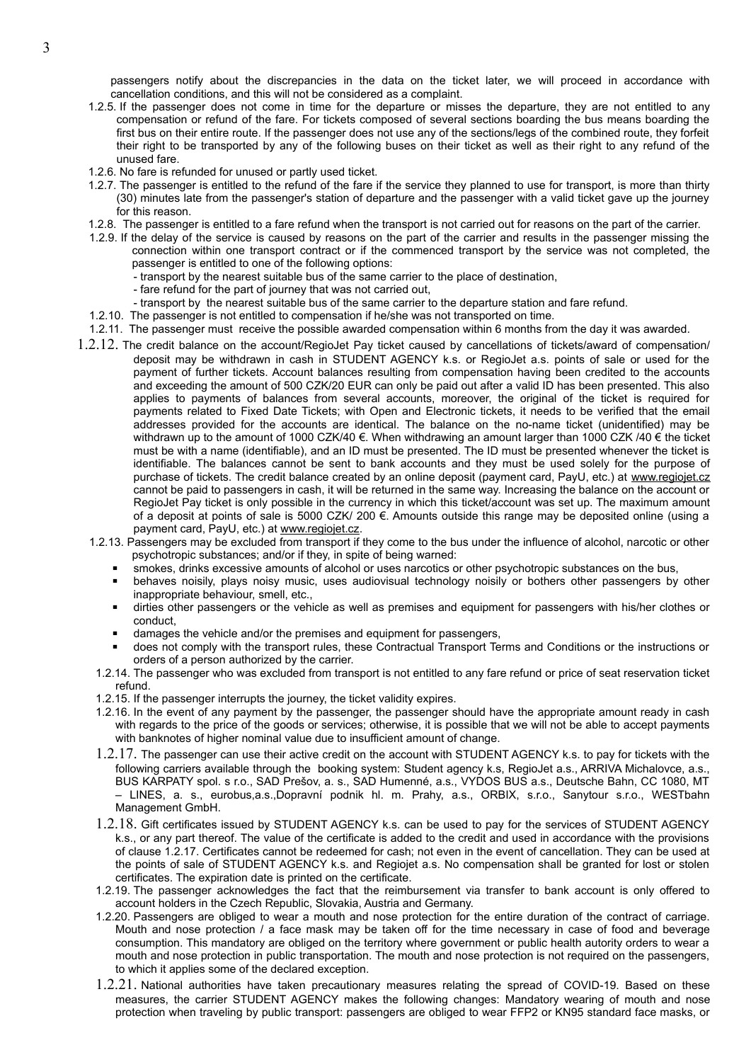passengers notify about the discrepancies in the data on the ticket later, we will proceed in accordance with cancellation conditions, and this will not be considered as a complaint.

1.2.5. If the passenger does not come in time for the departure or misses the departure, they are not entitled to any compensation or refund of the fare. For tickets composed of several sections boarding the bus means boarding the first bus on their entire route. If the passenger does not use any of the sections/legs of the combined route, they forfeit their right to be transported by any of the following buses on their ticket as well as their right to any refund of the unused fare.

1.2.6. No fare is refunded for unused or partly used ticket.

1.2.7. The passenger is entitled to the refund of the fare if the service they planned to use for transport, is more than thirty (30) minutes late from the passenger's station of departure and the passenger with a valid ticket gave up the journey for this reason.

1.2.8. The passenger is entitled to a fare refund when the transport is not carried out for reasons on the part of the carrier.

1.2.9. If the delay of the service is caused by reasons on the part of the carrier and results in the passenger missing the connection within one transport contract or if the commenced transport by the service was not completed, the passenger is entitled to one of the following options:

- transport by the nearest suitable bus of the same carrier to the place of destination,
- fare refund for the part of journey that was not carried out,
- transport by the nearest suitable bus of the same carrier to the departure station and fare refund.

1.2.10. The passenger is not entitled to compensation if he/she was not transported on time.

1.2.11. The passenger must receive the possible awarded compensation within 6 months from the day it was awarded.

1.2.12. The credit balance on the account/RegioJet Pay ticket caused by cancellations of tickets/award of compensation/ deposit may be withdrawn in cash in STUDENT AGENCY k.s. or RegioJet a.s. points of sale or used for the payment of further tickets. Account balances resulting from compensation having been credited to the accounts and exceeding the amount of 500 CZK/20 EUR can only be paid out after a valid ID has been presented. This also applies to payments of balances from several accounts, moreover, the original of the ticket is required for payments related to Fixed Date Tickets; with Open and Electronic tickets, it needs to be verified that the email addresses provided for the accounts are identical. The balance on the no-name ticket (unidentified) may be withdrawn up to the amount of 1000 CZK/40 €. When withdrawing an amount larger than 1000 CZK /40 € the ticket must be with a name (identifiable), and an ID must be presented. The ID must be presented whenever the ticket is identifiable. The balances cannot be sent to bank accounts and they must be used solely for the purpose of purchase of tickets. The credit balance created by an online deposit (payment card, PayU, etc.) at www.regiojet.cz cannot be paid to passengers in cash, it will be returned in the same way. Increasing the balance on the account or RegioJet Pay ticket is only possible in the currency in which this ticket/account was set up. The maximum amount of a deposit at points of sale is 5000 CZK/ 200 €. Amounts outside this range may be deposited online (using a payment card, PayU, etc.) at www.regiojet.cz.

1.2.13. Passengers may be excluded from transport if they come to the bus under the influence of alcohol, narcotic or other psychotropic substances; and/or if they, in spite of being warned:

- smokes, drinks excessive amounts of alcohol or uses narcotics or other psychotropic substances on the bus,
- behaves noisily, plays noisy music, uses audiovisual technology noisily or bothers other passengers by other inappropriate behaviour, smell, etc.,
- dirties other passengers or the vehicle as well as premises and equipment for passengers with his/her clothes or conduct,
- damages the vehicle and/or the premises and equipment for passengers,
- does not comply with the transport rules, these Contractual Transport Terms and Conditions or the instructions or orders of a person authorized by the carrier.

1.2.14. The passenger who was excluded from transport is not entitled to any fare refund or price of seat reservation ticket refund.

1.2.15. If the passenger interrupts the journey, the ticket validity expires.

1.2.16. In the event of any payment by the passenger, the passenger should have the appropriate amount ready in cash with regards to the price of the goods or services; otherwise, it is possible that we will not be able to accept payments with banknotes of higher nominal value due to insufficient amount of change.

1.2.17. The passenger can use their active credit on the account with STUDENT AGENCY k.s. to pay for tickets with the following carriers available through the booking system: Student agency k.s, RegioJet a.s., ARRIVA Michalovce, a.s., BUS KARPATY spol. s r.o., SAD Prešov, a. s., SAD Humenné, a.s., VYDOS BUS a.s., Deutsche Bahn, CC 1080, MT – LINES, a. s., eurobus,a.s.,Dopravní podnik hl. m. Prahy, a.s., ORBIX, s.r.o., Sanytour s.r.o., WESTbahn Management GmbH.

1.2.18. Gift certificates issued by STUDENT AGENCY k.s. can be used to pay for the services of STUDENT AGENCY k.s., or any part thereof. The value of the certificate is added to the credit and used in accordance with the provisions of clause 1.2.17. Certificates cannot be redeemed for cash; not even in the event of cancellation. They can be used at the points of sale of STUDENT AGENCY k.s. and Regiojet a.s. No compensation shall be granted for lost or stolen certificates. The expiration date is printed on the certificate.

1.2.19. The passenger acknowledges the fact that the reimbursement via transfer to bank account is only offered to account holders in the Czech Republic, Slovakia, Austria and Germany.

1.2.20. Passengers are obliged to wear a mouth and nose protection for the entire duration of the contract of carriage. Mouth and nose protection / a face mask may be taken off for the time necessary in case of food and beverage consumption. This mandatory are obliged on the territory where government or public health autority orders to wear a mouth and nose protection in public transportation. The mouth and nose protection is not required on the passengers, to which it applies some of the declared exception.

1.2.21. National authorities have taken precautionary measures relating the spread of COVID-19. Based on these measures, the carrier STUDENT AGENCY makes the following changes: Mandatory wearing of mouth and nose protection when traveling by public transport: passengers are obliged to wear FFP2 or KN95 standard face masks, or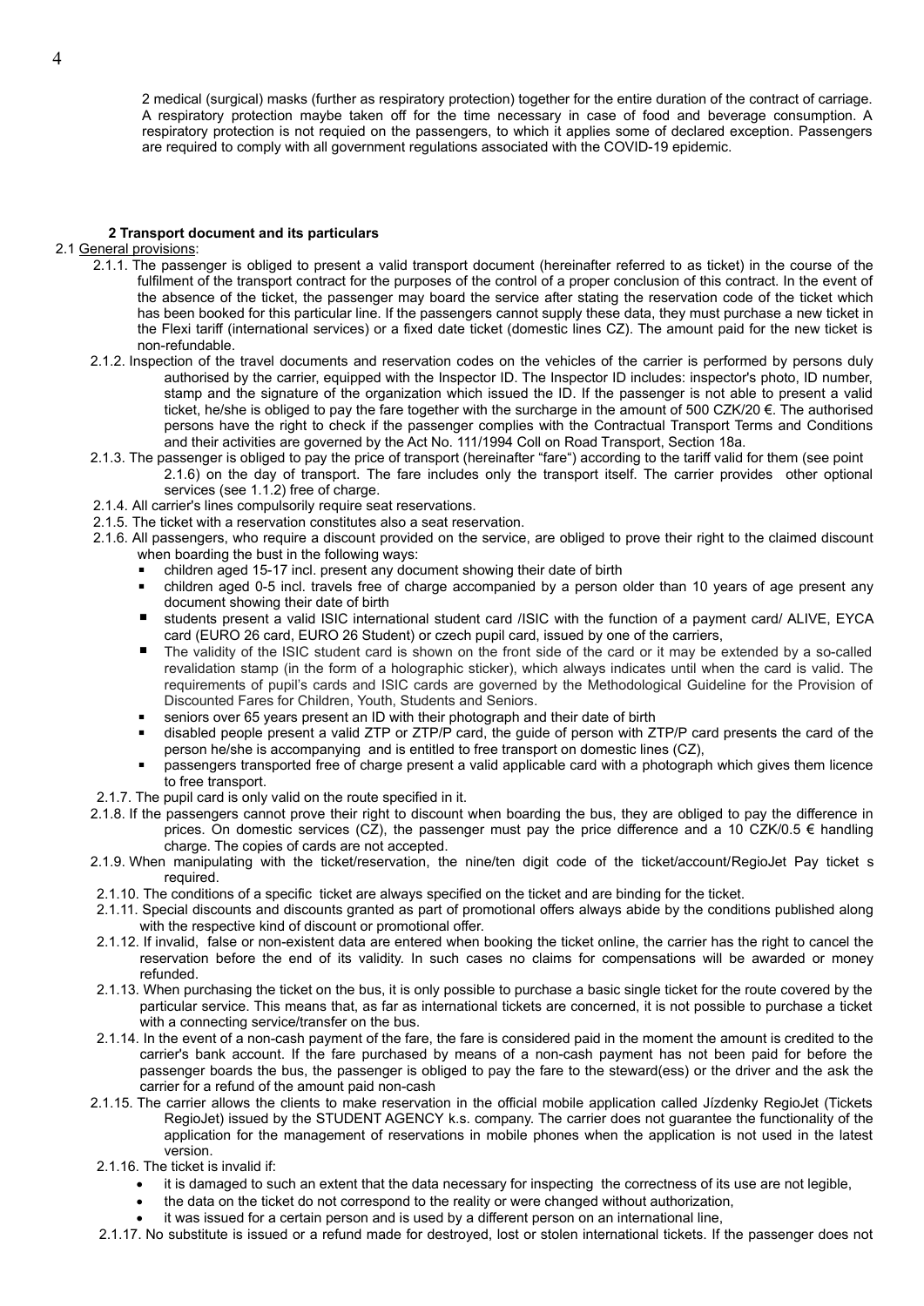2 medical (surgical) masks (further as respiratory protection) together for the entire duration of the contract of carriage. A respiratory protection maybe taken off for the time necessary in case of food and beverage consumption. A respiratory protection is not requied on the passengers, to which it applies some of declared exception. Passengers are required to comply with all government regulations associated with the COVID-19 epidemic.

## 2 Transport document and its particulars

2.1 General provisions:

2.1.1. The passenger is obliged to present a valid transport document (hereinafter referred to as ticket) in the course of the fulfilment of the transport contract for the purposes of the control of a proper conclusion of this contract. In the event of the absence of the ticket, the passenger may board the service after stating the reservation code of the ticket which has been booked for this particular line. If the passengers cannot supply these data, they must purchase a new ticket in the Flexi tariff (international services) or a fixed date ticket (domestic lines CZ). The amount paid for the new ticket is non-refundable.

2.1.2. Inspection of the travel documents and reservation codes on the vehicles of the carrier is performed by persons duly authorised by the carrier, equipped with the Inspector ID. The Inspector ID includes: inspector's photo, ID number, stamp and the signature of the organization which issued the ID. If the passenger is not able to present a valid ticket, he/she is obliged to pay the fare together with the surcharge in the amount of 500 CZK/20 €. The authorised persons have the right to check if the passenger complies with the Contractual Transport Terms and Conditions and their activities are governed by the Act No. 111/1994 Coll on Road Transport, Section 18a.

2.1.3. The passenger is obliged to pay the price of transport (hereinafter "fare") according to the tariff valid for them (see point 2.1.6) on the day of transport. The fare includes only the transport itself. The carrier provides other optional services (see 1.1.2) free of charge.

2.1.4. All carrier's lines compulsorily require seat reservations.

2.1.5. The ticket with a reservation constitutes also a seat reservation.

2.1.6. All passengers, who require a discount provided on the service, are obliged to prove their right to the claimed discount when boarding the bust in the following ways:

- children aged 15-17 incl. present any document showing their date of birth
- children aged 0-5 incl. travels free of charge accompanied by a person older than 10 years of age present any document showing their date of birth
- students present a valid ISIC international student card /ISIC with the function of a payment card/ ALIVE, EYCA card (EURO 26 card, EURO 26 Student) or czech pupil card, issued by one of the carriers,
- The validity of the ISIC student card is shown on the front side of the card or it may be extended by a so-called revalidation stamp (in the form of a holographic sticker), which always indicates until when the card is valid. The requirements of pupil's cards and ISIC cards are governed by the Methodological Guideline for the Provision of Discounted Fares for Children, Youth, Students and Seniors.
- seniors over 65 years present an ID with their photograph and their date of birth
- disabled people present a valid ZTP or ZTP/P card, the guide of person with ZTP/P card presents the card of the person he/she is accompanying and is entitled to free transport on domestic lines (CZ),
- passengers transported free of charge present a valid applicable card with a photograph which gives them licence to free transport.

2.1.7. The pupil card is only valid on the route specified in it.

2.1.8. If the passengers cannot prove their right to discount when boarding the bus, they are obliged to pay the difference in prices. On domestic services (CZ), the passenger must pay the price difference and a 10 CZK/0.5 € handling charge. The copies of cards are not accepted.

2.1.9. When manipulating with the ticket/reservation, the nine/ten digit code of the ticket/account/RegioJet Pay ticket s required.

2.1.10. The conditions of a specific ticket are always specified on the ticket and are binding for the ticket.

2.1.11. Special discounts and discounts granted as part of promotional offers always abide by the conditions published along with the respective kind of discount or promotional offer.

2.1.12. If invalid, false or non-existent data are entered when booking the ticket online, the carrier has the right to cancel the reservation before the end of its validity. In such cases no claims for compensations will be awarded or money refunded.

2.1.13. When purchasing the ticket on the bus, it is only possible to purchase a basic single ticket for the route covered by the particular service. This means that, as far as international tickets are concerned, it is not possible to purchase a ticket with a connecting service/transfer on the bus.

2.1.14. In the event of a non-cash payment of the fare, the fare is considered paid in the moment the amount is credited to the carrier's bank account. If the fare purchased by means of a non-cash payment has not been paid for before the passenger boards the bus, the passenger is obliged to pay the fare to the steward(ess) or the driver and the ask the carrier for a refund of the amount paid non-cash

2.1.15. The carrier allows the clients to make reservation in the official mobile application called Jízdenky RegioJet (Tickets RegioJet) issued by the STUDENT AGENCY k.s. company. The carrier does not guarantee the functionality of the application for the management of reservations in mobile phones when the application is not used in the latest version.

2.1.16. The ticket is invalid if:

- it is damaged to such an extent that the data necessary for inspecting the correctness of its use are not legible,
- the data on the ticket do not correspond to the reality or were changed without authorization,
- it was issued for a certain person and is used by a different person on an international line,

2.1.17. No substitute is issued or a refund made for destroyed, lost or stolen international tickets. If the passenger does not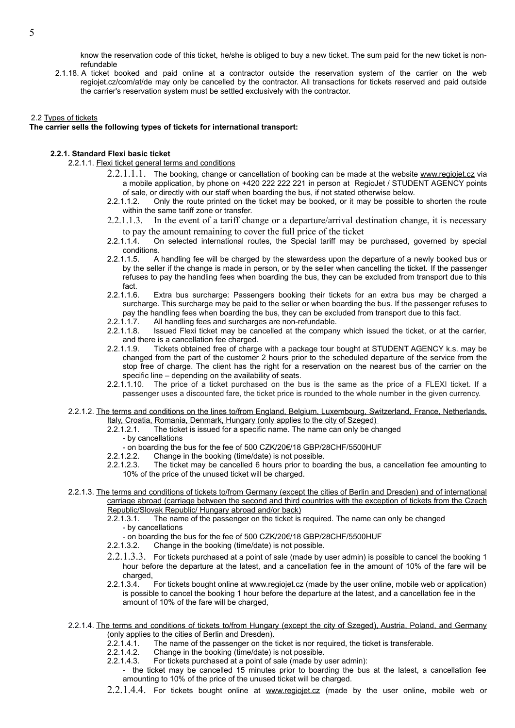know the reservation code of this ticket, he/she is obliged to buy a new ticket. The sum paid for the new ticket is non-refundable

2.1.18. A ticket booked and paid online at a contractor outside the reservation system of the carrier on the web regiojet.cz/com/at/de may only be cancelled by the contractor. All transactions for tickets reserved and paid outside the carrier's reservation system must be settled exclusively with the contractor.

2.2 Types of tickets

**The carrier sells the following types of tickets for international transport:**

**2.2.1. Standard Flexi basic ticket**

2.2.1.1. Flexi ticket general terms and conditions

2.2.1.1.1. The booking, change or cancellation of booking can be made at the website www.regiojet.cz via a mobile application, by phone on +420 222 222 221 in person at RegioJet / STUDENT AGENCY points of sale, or directly with our staff when boarding the bus, if not stated otherwise below.

2.2.1.1.2. Only the route printed on the ticket may be booked, or it may be possible to shorten the route within the same tariff zone or transfer.

2.2.1.1.3. In the event of a tariff change or a departure/arrival destination change, it is necessary to pay the amount remaining to cover the full price of the ticket

2.2.1.1.4. On selected international routes, the Special tariff may be purchased, governed by special conditions.

2.2.1.1.5. A handling fee will be charged by the stewardess upon the departure of a newly booked bus or by the seller if the change is made in person, or by the seller when cancelling the ticket. If the passenger refuses to pay the handling fees when boarding the bus, they can be excluded from transport due to this fact.

2.2.1.1.6. Extra bus surcharge: Passengers booking their tickets for an extra bus may be charged a surcharge. This surcharge may be paid to the seller or when boarding the bus. If the passenger refuses to pay the handling fees when boarding the bus, they can be excluded from transport due to this fact.

2.2.1.1.7. All handling fees and surcharges are non-refundable.

2.2.1.1.8. Issued Flexi ticket may be cancelled at the company which issued the ticket, or at the carrier, and there is a cancellation fee charged.

2.2.1.1.9. Tickets obtained free of charge with a package tour bought at STUDENT AGENCY k.s. may be changed from the part of the customer 2 hours prior to the scheduled departure of the service from the stop free of charge. The client has the right for a reservation on the nearest bus of the carrier on the specific line – depending on the availability of seats.

2.2.1.1.10. The price of a ticket purchased on the bus is the same as the price of a FLEXI ticket. If a passenger uses a discounted fare, the ticket price is rounded to the whole number in the given currency.

2.2.1.2. The terms and conditions on the lines to/from England, Belgium, Luxembourg, Switzerland, France, Netherlands, Italy, Croatia, Romania, Denmark, Hungary (only applies to the city of Szeged)

2.2.1.2.1. The ticket is issued for a specific name. The name can only be changed
- by cancellations
- on boarding the bus for the fee of 500 CZK/20€/18 GBP/28CHF/5500HUF

2.2.1.2.2. Change in the booking (time/date) is not possible.

2.2.1.2.3. The ticket may be cancelled 6 hours prior to boarding the bus, a cancellation fee amounting to 10% of the price of the unused ticket will be charged.

2.2.1.3. The terms and conditions of tickets to/from Germany (except the cities of Berlin and Dresden) and of international carriage abroad (carriage between the second and third countries with the exception of tickets from the Czech Republic/Slovak Republic/ Hungary abroad and/or back)

2.2.1.3.1. The name of the passenger on the ticket is required. The name can only be changed
- by cancellations
- on boarding the bus for the fee of 500 CZK/20€/18 GBP/28CHF/5500HUF

2.2.1.3.2. Change in the booking (time/date) is not possible.

2.2.1.3.3. For tickets purchased at a point of sale (made by user admin) is possible to cancel the booking 1 hour before the departure at the latest, and a cancellation fee in the amount of 10% of the fare will be charged,

2.2.1.3.4. For tickets bought online at www.regiojet.cz (made by the user online, mobile web or application) is possible to cancel the booking 1 hour before the departure at the latest, and a cancellation fee in the amount of 10% of the fare will be charged,

2.2.1.4. The terms and conditions of tickets to/from Hungary (except the city of Szeged), Austria, Poland, and Germany (only applies to the cities of Berlin and Dresden).

2.2.1.4.1. The name of the passenger on the ticket is nor required, the ticket is transferable.

2.2.1.4.2. Change in the booking (time/date) is not possible.

2.2.1.4.3. For tickets purchased at a point of sale (made by user admin):
- the ticket may be cancelled 15 minutes prior to boarding the bus at the latest, a cancellation fee amounting to 10% of the price of the unused ticket will be charged.

2.2.1.4.4. For tickets bought online at www.regiojet.cz (made by the user online, mobile web or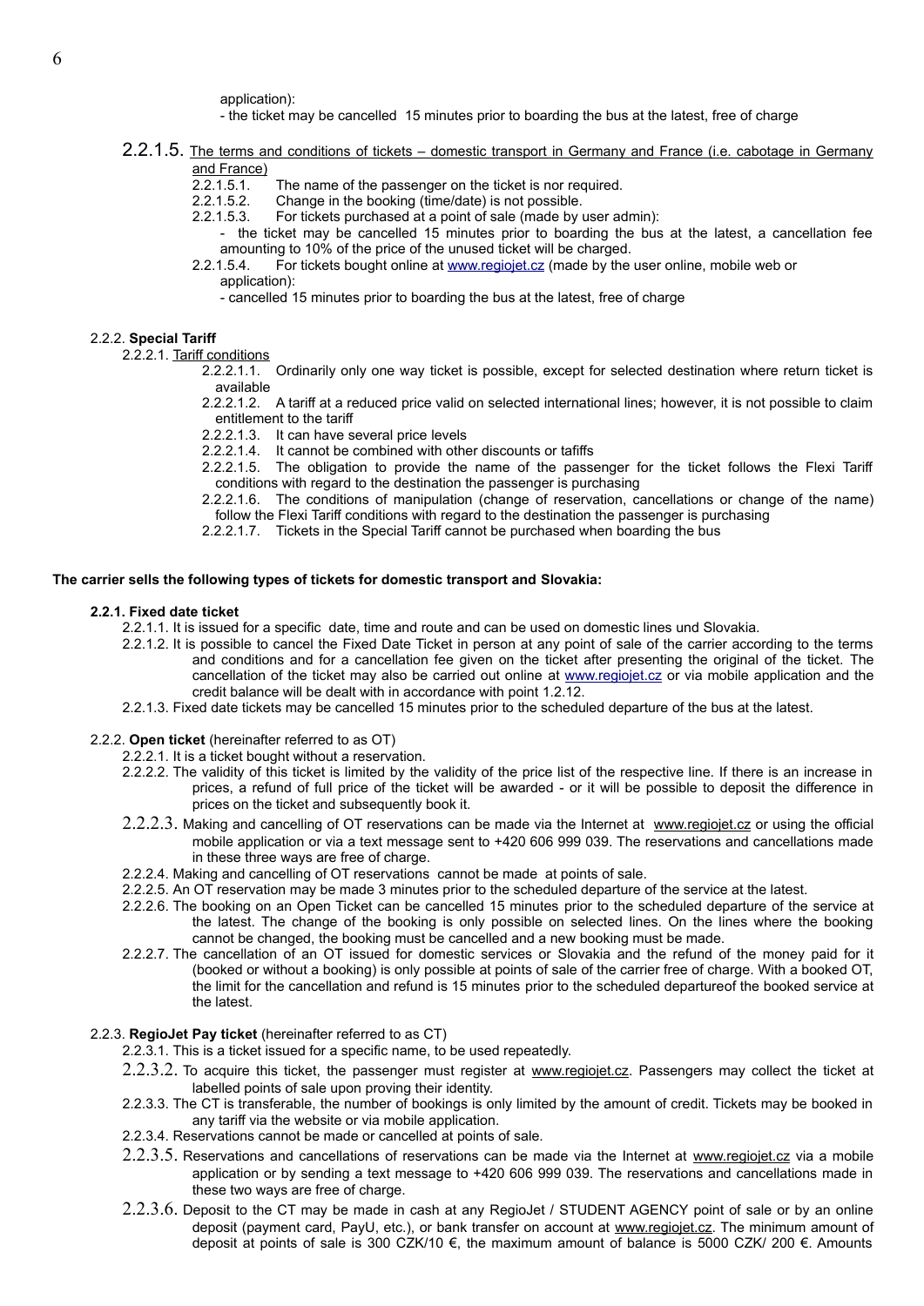application):

- the ticket may be cancelled 15 minutes prior to boarding the bus at the latest, free of charge

2.2.1.5. The terms and conditions of tickets – domestic transport in Germany and France (i.e. cabotage in Germany and France)

2.2.1.5.1. The name of the passenger on the ticket is nor required.

2.2.1.5.2. Change in the booking (time/date) is not possible.

2.2.1.5.3. For tickets purchased at a point of sale (made by user admin):

- the ticket may be cancelled 15 minutes prior to boarding the bus at the latest, a cancellation fee amounting to 10% of the price of the unused ticket will be charged.

2.2.1.5.4. For tickets bought online at www.regiojet.cz (made by the user online, mobile web or application):

- cancelled 15 minutes prior to boarding the bus at the latest, free of charge

2.2.2. **Special Tariff**

2.2.2.1. Tariff conditions

2.2.2.1.1. Ordinarily only one way ticket is possible, except for selected destination where return ticket is available

2.2.2.1.2. A tariff at a reduced price valid on selected international lines; however, it is not possible to claim entitlement to the tariff

2.2.2.1.3. It can have several price levels

2.2.2.1.4. It cannot be combined with other discounts or tafiffs

2.2.2.1.5. The obligation to provide the name of the passenger for the ticket follows the Flexi Tariff conditions with regard to the destination the passenger is purchasing

2.2.2.1.6. The conditions of manipulation (change of reservation, cancellations or change of the name) follow the Flexi Tariff conditions with regard to the destination the passenger is purchasing

2.2.2.1.7. Tickets in the Special Tariff cannot be purchased when boarding the bus

**The carrier sells the following types of tickets for domestic transport and Slovakia:**

**2.2.1. Fixed date ticket**

2.2.1.1. It is issued for a specific date, time and route and can be used on domestic lines und Slovakia.

2.2.1.2. It is possible to cancel the Fixed Date Ticket in person at any point of sale of the carrier according to the terms and conditions and for a cancellation fee given on the ticket after presenting the original of the ticket. The cancellation of the ticket may also be carried out online at www.regiojet.cz or via mobile application and the credit balance will be dealt with in accordance with point 1.2.12.

2.2.1.3. Fixed date tickets may be cancelled 15 minutes prior to the scheduled departure of the bus at the latest.

2.2.2. **Open ticket** (hereinafter referred to as OT)

2.2.2.1. It is a ticket bought without a reservation.

2.2.2.2. The validity of this ticket is limited by the validity of the price list of the respective line. If there is an increase in prices, a refund of full price of the ticket will be awarded - or it will be possible to deposit the difference in prices on the ticket and subsequently book it.

2.2.2.3. Making and cancelling of OT reservations can be made via the Internet at www.regiojet.cz or using the official mobile application or via a text message sent to +420 606 999 039. The reservations and cancellations made in these three ways are free of charge.

2.2.2.4. Making and cancelling of OT reservations cannot be made at points of sale.

2.2.2.5. An OT reservation may be made 3 minutes prior to the scheduled departure of the service at the latest.

2.2.2.6. The booking on an Open Ticket can be cancelled 15 minutes prior to the scheduled departure of the service at the latest. The change of the booking is only possible on selected lines. On the lines where the booking cannot be changed, the booking must be cancelled and a new booking must be made.

2.2.2.7. The cancellation of an OT issued for domestic services or Slovakia and the refund of the money paid for it (booked or without a booking) is only possible at points of sale of the carrier free of charge. With a booked OT, the limit for the cancellation and refund is 15 minutes prior to the scheduled departureof the booked service at the latest.

2.2.3. **RegioJet Pay ticket** (hereinafter referred to as CT)

2.2.3.1. This is a ticket issued for a specific name, to be used repeatedly.

2.2.3.2. To acquire this ticket, the passenger must register at www.regiojet.cz. Passengers may collect the ticket at labelled points of sale upon proving their identity.

2.2.3.3. The CT is transferable, the number of bookings is only limited by the amount of credit. Tickets may be booked in any tariff via the website or via mobile application.

2.2.3.4. Reservations cannot be made or cancelled at points of sale.

2.2.3.5. Reservations and cancellations of reservations can be made via the Internet at www.regiojet.cz via a mobile application or by sending a text message to +420 606 999 039. The reservations and cancellations made in these two ways are free of charge.

2.2.3.6. Deposit to the CT may be made in cash at any RegioJet / STUDENT AGENCY point of sale or by an online deposit (payment card, PayU, etc.), or bank transfer on account at www.regiojet.cz. The minimum amount of deposit at points of sale is 300 CZK/10 €, the maximum amount of balance is 5000 CZK/ 200 €. Amounts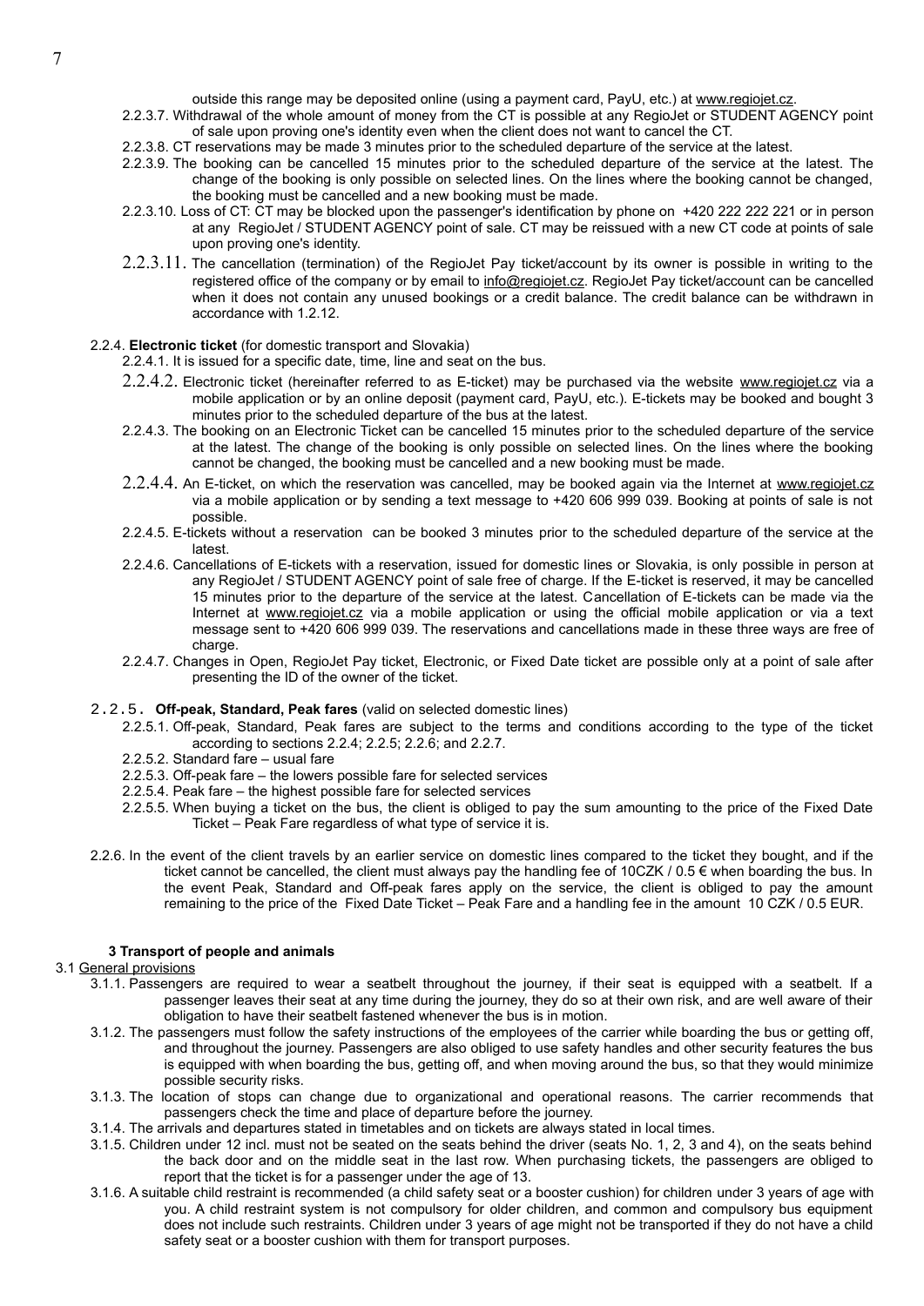outside this range may be deposited online (using a payment card, PayU, etc.) at www.regiojet.cz.

2.2.3.7. Withdrawal of the whole amount of money from the CT is possible at any RegioJet or STUDENT AGENCY point of sale upon proving one's identity even when the client does not want to cancel the CT.

2.2.3.8. CT reservations may be made 3 minutes prior to the scheduled departure of the service at the latest.

2.2.3.9. The booking can be cancelled 15 minutes prior to the scheduled departure of the service at the latest. The change of the booking is only possible on selected lines. On the lines where the booking cannot be changed, the booking must be cancelled and a new booking must be made.

2.2.3.10. Loss of CT: CT may be blocked upon the passenger's identification by phone on +420 222 222 221 or in person at any RegioJet / STUDENT AGENCY point of sale. CT may be reissued with a new CT code at points of sale upon proving one's identity.

2.2.3.11. The cancellation (termination) of the RegioJet Pay ticket/account by its owner is possible in writing to the registered office of the company or by email to info@regiojet.cz. RegioJet Pay ticket/account can be cancelled when it does not contain any unused bookings or a credit balance. The credit balance can be withdrawn in accordance with 1.2.12.

2.2.4. **Electronic ticket** (for domestic transport and Slovakia)

2.2.4.1. It is issued for a specific date, time, line and seat on the bus.

2.2.4.2. Electronic ticket (hereinafter referred to as E-ticket) may be purchased via the website www.regiojet.cz via a mobile application or by an online deposit (payment card, PayU, etc.). E-tickets may be booked and bought 3 minutes prior to the scheduled departure of the bus at the latest.

2.2.4.3. The booking on an Electronic Ticket can be cancelled 15 minutes prior to the scheduled departure of the service at the latest. The change of the booking is only possible on selected lines. On the lines where the booking cannot be changed, the booking must be cancelled and a new booking must be made.

2.2.4.4. An E-ticket, on which the reservation was cancelled, may be booked again via the Internet at www.regiojet.cz via a mobile application or by sending a text message to +420 606 999 039. Booking at points of sale is not possible.

2.2.4.5. E-tickets without a reservation can be booked 3 minutes prior to the scheduled departure of the service at the latest.

2.2.4.6. Cancellations of E-tickets with a reservation, issued for domestic lines or Slovakia, is only possible in person at any RegioJet / STUDENT AGENCY point of sale free of charge. If the E-ticket is reserved, it may be cancelled 15 minutes prior to the departure of the service at the latest. Cancellation of E-tickets can be made via the Internet at www.regiojet.cz via a mobile application or using the official mobile application or via a text message sent to +420 606 999 039. The reservations and cancellations made in these three ways are free of charge.

2.2.4.7. Changes in Open, RegioJet Pay ticket, Electronic, or Fixed Date ticket are possible only at a point of sale after presenting the ID of the owner of the ticket.

2.2.5. **Off-peak, Standard, Peak fares** (valid on selected domestic lines)

2.2.5.1. Off-peak, Standard, Peak fares are subject to the terms and conditions according to the type of the ticket according to sections 2.2.4; 2.2.5; 2.2.6; and 2.2.7.

2.2.5.2. Standard fare – usual fare

2.2.5.3. Off-peak fare – the lowers possible fare for selected services

2.2.5.4. Peak fare – the highest possible fare for selected services

2.2.5.5. When buying a ticket on the bus, the client is obliged to pay the sum amounting to the price of the Fixed Date Ticket – Peak Fare regardless of what type of service it is.

2.2.6. In the event of the client travels by an earlier service on domestic lines compared to the ticket they bought, and if the ticket cannot be cancelled, the client must always pay the handling fee of 10CZK / 0.5 € when boarding the bus. In the event Peak, Standard and Off-peak fares apply on the service, the client is obliged to pay the amount remaining to the price of the Fixed Date Ticket – Peak Fare and a handling fee in the amount 10 CZK / 0.5 EUR.

## 3 Transport of people and animals

3.1 General provisions

3.1.1. Passengers are required to wear a seatbelt throughout the journey, if their seat is equipped with a seatbelt. If a passenger leaves their seat at any time during the journey, they do so at their own risk, and are well aware of their obligation to have their seatbelt fastened whenever the bus is in motion.

3.1.2. The passengers must follow the safety instructions of the employees of the carrier while boarding the bus or getting off, and throughout the journey. Passengers are also obliged to use safety handles and other security features the bus is equipped with when boarding the bus, getting off, and when moving around the bus, so that they would minimize possible security risks.

3.1.3. The location of stops can change due to organizational and operational reasons. The carrier recommends that passengers check the time and place of departure before the journey.

3.1.4. The arrivals and departures stated in timetables and on tickets are always stated in local times.

3.1.5. Children under 12 incl. must not be seated on the seats behind the driver (seats No. 1, 2, 3 and 4), on the seats behind the back door and on the middle seat in the last row. When purchasing tickets, the passengers are obliged to report that the ticket is for a passenger under the age of 13.

3.1.6. A suitable child restraint is recommended (a child safety seat or a booster cushion) for children under 3 years of age with you. A child restraint system is not compulsory for older children, and common and compulsory bus equipment does not include such restraints. Children under 3 years of age might not be transported if they do not have a child safety seat or a booster cushion with them for transport purposes.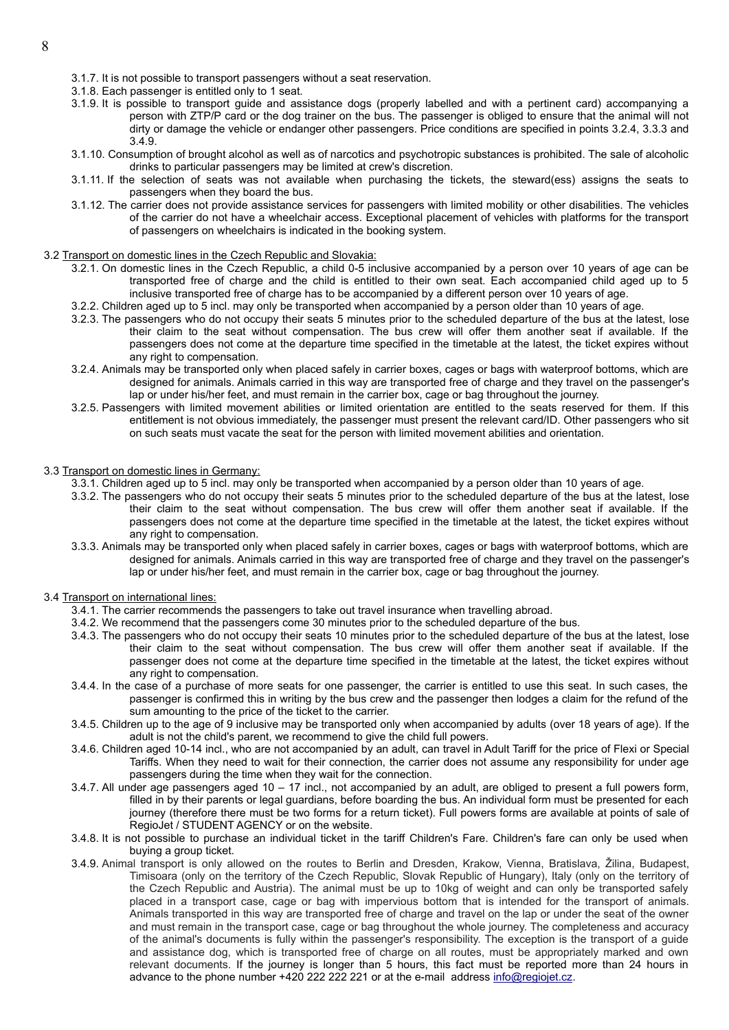3.1.7. It is not possible to transport passengers without a seat reservation.

3.1.8. Each passenger is entitled only to 1 seat.

3.1.9. It is possible to transport guide and assistance dogs (properly labelled and with a pertinent card) accompanying a person with ZTP/P card or the dog trainer on the bus. The passenger is obliged to ensure that the animal will not dirty or damage the vehicle or endanger other passengers. Price conditions are specified in points 3.2.4, 3.3.3 and 3.4.9.

3.1.10. Consumption of brought alcohol as well as of narcotics and psychotropic substances is prohibited. The sale of alcoholic drinks to particular passengers may be limited at crew's discretion.

3.1.11. If the selection of seats was not available when purchasing the tickets, the steward(ess) assigns the seats to passengers when they board the bus.

3.1.12. The carrier does not provide assistance services for passengers with limited mobility or other disabilities. The vehicles of the carrier do not have a wheelchair access. Exceptional placement of vehicles with platforms for the transport of passengers on wheelchairs is indicated in the booking system.

3.2 Transport on domestic lines in the Czech Republic and Slovakia:

3.2.1. On domestic lines in the Czech Republic, a child 0-5 inclusive accompanied by a person over 10 years of age can be transported free of charge and the child is entitled to their own seat. Each accompanied child aged up to 5 inclusive transported free of charge has to be accompanied by a different person over 10 years of age.

3.2.2. Children aged up to 5 incl. may only be transported when accompanied by a person older than 10 years of age.

3.2.3. The passengers who do not occupy their seats 5 minutes prior to the scheduled departure of the bus at the latest, lose their claim to the seat without compensation. The bus crew will offer them another seat if available. If the passengers does not come at the departure time specified in the timetable at the latest, the ticket expires without any right to compensation.

3.2.4. Animals may be transported only when placed safely in carrier boxes, cages or bags with waterproof bottoms, which are designed for animals. Animals carried in this way are transported free of charge and they travel on the passenger's lap or under his/her feet, and must remain in the carrier box, cage or bag throughout the journey.

3.2.5. Passengers with limited movement abilities or limited orientation are entitled to the seats reserved for them. If this entitlement is not obvious immediately, the passenger must present the relevant card/ID. Other passengers who sit on such seats must vacate the seat for the person with limited movement abilities and orientation.

3.3 Transport on domestic lines in Germany:

3.3.1. Children aged up to 5 incl. may only be transported when accompanied by a person older than 10 years of age.

3.3.2. The passengers who do not occupy their seats 5 minutes prior to the scheduled departure of the bus at the latest, lose their claim to the seat without compensation. The bus crew will offer them another seat if available. If the passengers does not come at the departure time specified in the timetable at the latest, the ticket expires without any right to compensation.

3.3.3. Animals may be transported only when placed safely in carrier boxes, cages or bags with waterproof bottoms, which are designed for animals. Animals carried in this way are transported free of charge and they travel on the passenger's lap or under his/her feet, and must remain in the carrier box, cage or bag throughout the journey.

3.4 Transport on international lines:

3.4.1. The carrier recommends the passengers to take out travel insurance when travelling abroad.

3.4.2. We recommend that the passengers come 30 minutes prior to the scheduled departure of the bus.

3.4.3. The passengers who do not occupy their seats 10 minutes prior to the scheduled departure of the bus at the latest, lose their claim to the seat without compensation. The bus crew will offer them another seat if available. If the passenger does not come at the departure time specified in the timetable at the latest, the ticket expires without any right to compensation.

3.4.4. In the case of a purchase of more seats for one passenger, the carrier is entitled to use this seat. In such cases, the passenger is confirmed this in writing by the bus crew and the passenger then lodges a claim for the refund of the sum amounting to the price of the ticket to the carrier.

3.4.5. Children up to the age of 9 inclusive may be transported only when accompanied by adults (over 18 years of age). If the adult is not the child's parent, we recommend to give the child full powers.

3.4.6. Children aged 10-14 incl., who are not accompanied by an adult, can travel in Adult Tariff for the price of Flexi or Special Tariffs. When they need to wait for their connection, the carrier does not assume any responsibility for under age passengers during the time when they wait for the connection.

3.4.7. All under age passengers aged 10 – 17 incl., not accompanied by an adult, are obliged to present a full powers form, filled in by their parents or legal guardians, before boarding the bus. An individual form must be presented for each journey (therefore there must be two forms for a return ticket). Full powers forms are available at points of sale of RegioJet / STUDENT AGENCY or on the website.

3.4.8. It is not possible to purchase an individual ticket in the tariff Children's Fare. Children's fare can only be used when buying a group ticket.

3.4.9. Animal transport is only allowed on the routes to Berlin and Dresden, Krakow, Vienna, Bratislava, Žilina, Budapest, Timisoara (only on the territory of the Czech Republic, Slovak Republic of Hungary), Italy (only on the territory of the Czech Republic and Austria). The animal must be up to 10kg of weight and can only be transported safely placed in a transport case, cage or bag with impervious bottom that is intended for the transport of animals. Animals transported in this way are transported free of charge and travel on the lap or under the seat of the owner and must remain in the transport case, cage or bag throughout the whole journey. The completeness and accuracy of the animal's documents is fully within the passenger's responsibility. The exception is the transport of a guide and assistance dog, which is transported free of charge on all routes, must be appropriately marked and own relevant documents. If the journey is longer than 5 hours, this fact must be reported more than 24 hours in advance to the phone number +420 222 222 221 or at the e-mail address info@regiojet.cz.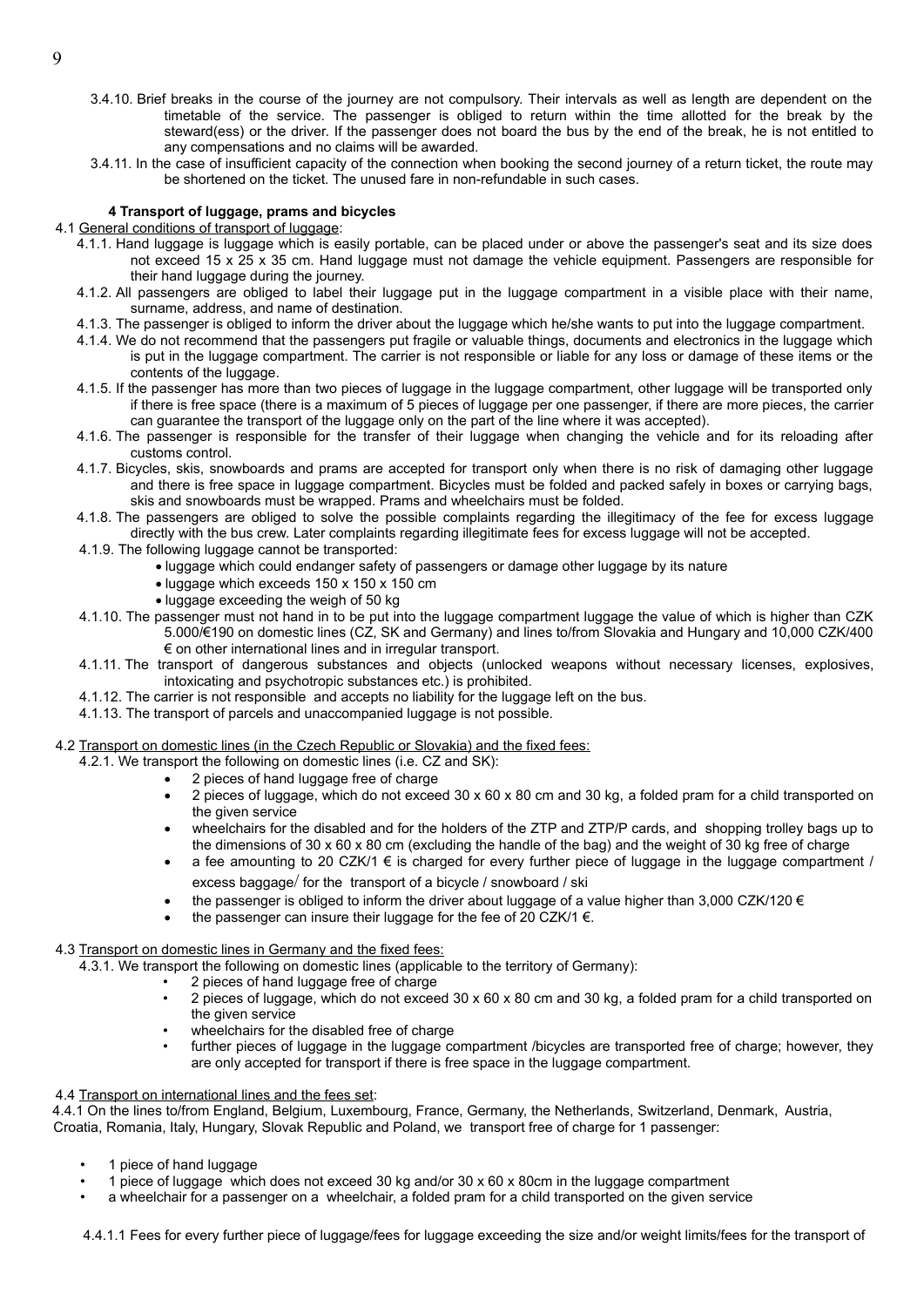3.4.10. Brief breaks in the course of the journey are not compulsory. Their intervals as well as length are dependent on the timetable of the service. The passenger is obliged to return within the time allotted for the break by the steward(ess) or the driver. If the passenger does not board the bus by the end of the break, he is not entitled to any compensations and no claims will be awarded.

3.4.11. In the case of insufficient capacity of the connection when booking the second journey of a return ticket, the route may be shortened on the ticket. The unused fare in non-refundable in such cases.

### 4 Transport of luggage, prams and bicycles

4.1 General conditions of transport of luggage:

4.1.1. Hand luggage is luggage which is easily portable, can be placed under or above the passenger's seat and its size does not exceed 15 x 25 x 35 cm. Hand luggage must not damage the vehicle equipment. Passengers are responsible for their hand luggage during the journey.

4.1.2. All passengers are obliged to label their luggage put in the luggage compartment in a visible place with their name, surname, address, and name of destination.

4.1.3. The passenger is obliged to inform the driver about the luggage which he/she wants to put into the luggage compartment.

4.1.4. We do not recommend that the passengers put fragile or valuable things, documents and electronics in the luggage which is put in the luggage compartment. The carrier is not responsible or liable for any loss or damage of these items or the contents of the luggage.

4.1.5. If the passenger has more than two pieces of luggage in the luggage compartment, other luggage will be transported only if there is free space (there is a maximum of 5 pieces of luggage per one passenger, if there are more pieces, the carrier can guarantee the transport of the luggage only on the part of the line where it was accepted).

4.1.6. The passenger is responsible for the transfer of their luggage when changing the vehicle and for its reloading after customs control.

4.1.7. Bicycles, skis, snowboards and prams are accepted for transport only when there is no risk of damaging other luggage and there is free space in luggage compartment. Bicycles must be folded and packed safely in boxes or carrying bags, skis and snowboards must be wrapped. Prams and wheelchairs must be folded.

4.1.8. The passengers are obliged to solve the possible complaints regarding the illegitimacy of the fee for excess luggage directly with the bus crew. Later complaints regarding illegitimate fees for excess luggage will not be accepted.

4.1.9. The following luggage cannot be transported:

- luggage which could endanger safety of passengers or damage other luggage by its nature
- luggage which exceeds 150 x 150 x 150 cm
- luggage exceeding the weigh of 50 kg

4.1.10. The passenger must not hand in to be put into the luggage compartment luggage the value of which is higher than CZK 5.000/€190 on domestic lines (CZ, SK and Germany) and lines to/from Slovakia and Hungary and 10,000 CZK/400 € on other international lines and in irregular transport.

4.1.11. The transport of dangerous substances and objects (unlocked weapons without necessary licenses, explosives, intoxicating and psychotropic substances etc.) is prohibited.

4.1.12. The carrier is not responsible and accepts no liability for the luggage left on the bus.

4.1.13. The transport of parcels and unaccompanied luggage is not possible.

4.2 Transport on domestic lines (in the Czech Republic or Slovakia) and the fixed fees:

4.2.1. We transport the following on domestic lines (i.e. CZ and SK):

- 2 pieces of hand luggage free of charge
- 2 pieces of luggage, which do not exceed 30 x 60 x 80 cm and 30 kg, a folded pram for a child transported on the given service
- wheelchairs for the disabled and for the holders of the ZTP and ZTP/P cards, and shopping trolley bags up to the dimensions of 30 x 60 x 80 cm (excluding the handle of the bag) and the weight of 30 kg free of charge
- a fee amounting to 20 CZK/1 € is charged for every further piece of luggage in the luggage compartment / excess baggage/ for the transport of a bicycle / snowboard / ski
- the passenger is obliged to inform the driver about luggage of a value higher than 3,000 CZK/120 €
- the passenger can insure their luggage for the fee of 20 CZK/1 €.

4.3 Transport on domestic lines in Germany and the fixed fees:

4.3.1. We transport the following on domestic lines (applicable to the territory of Germany):

- 2 pieces of hand luggage free of charge
- 2 pieces of luggage, which do not exceed 30 x 60 x 80 cm and 30 kg, a folded pram for a child transported on the given service
- wheelchairs for the disabled free of charge
- further pieces of luggage in the luggage compartment /bicycles are transported free of charge; however, they are only accepted for transport if there is free space in the luggage compartment.

4.4 Transport on international lines and the fees set:

4.4.1 On the lines to/from England, Belgium, Luxembourg, France, Germany, the Netherlands, Switzerland, Denmark, Austria, Croatia, Romania, Italy, Hungary, Slovak Republic and Poland, we transport free of charge for 1 passenger:

- 1 piece of hand luggage
- 1 piece of luggage which does not exceed 30 kg and/or 30 x 60 x 80cm in the luggage compartment
- a wheelchair for a passenger on a wheelchair, a folded pram for a child transported on the given service

4.4.1.1 Fees for every further piece of luggage/fees for luggage exceeding the size and/or weight limits/fees for the transport of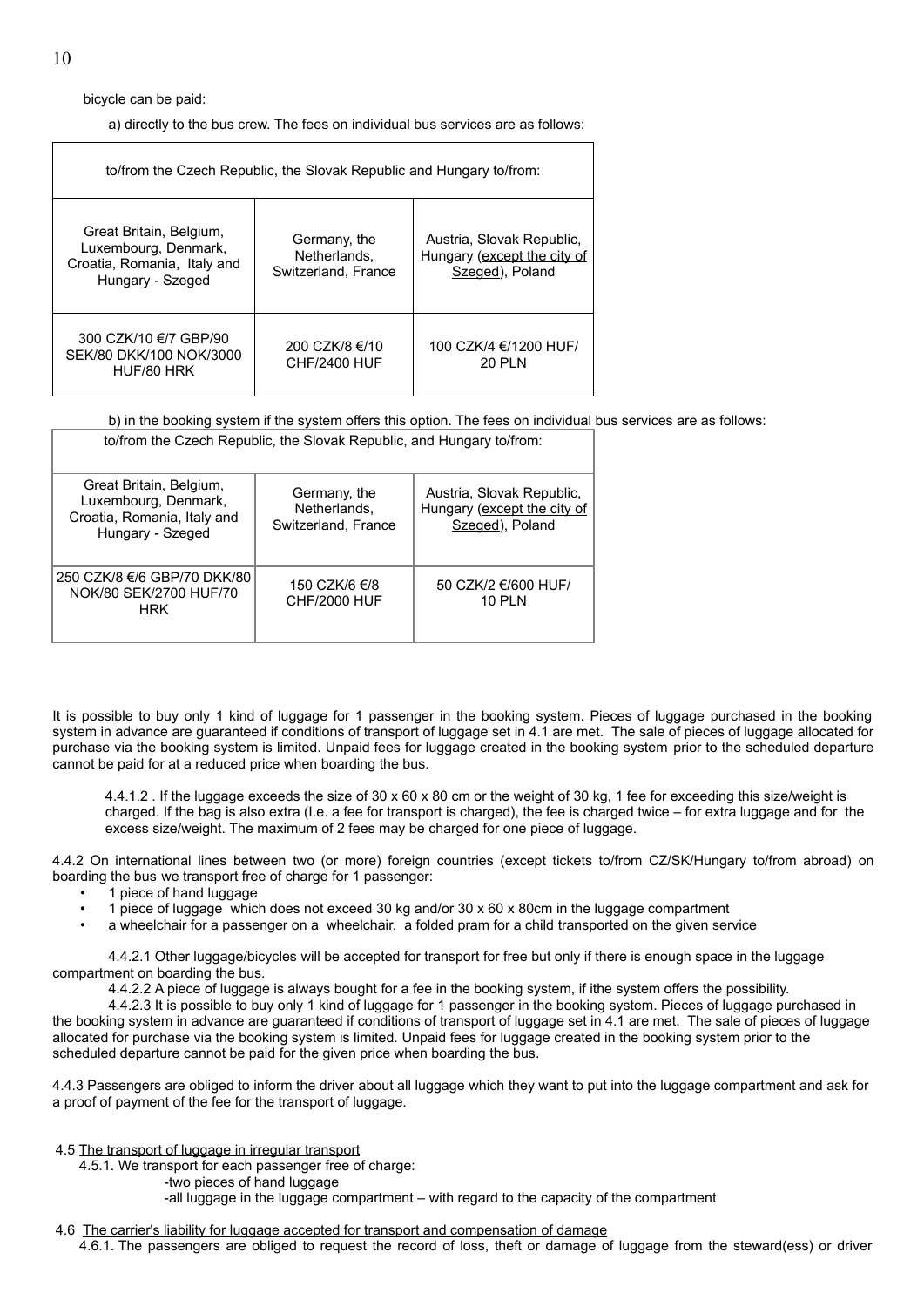bicycle can be paid:

a) directly to the bus crew. The fees on individual bus services are as follows:

| to/from the Czech Republic, the Slovak Republic and Hungary to/from: | | |
|---|---|---|
| Great Britain, Belgium, Luxembourg, Denmark, Croatia, Romania, Italy and Hungary - Szeged | Germany, the Netherlands, Switzerland, France | Austria, Slovak Republic, Hungary (except the city of Szeged), Poland |
| 300 CZK/10 €/7 GBP/90 SEK/80 DKK/100 NOK/3000 HUF/80 HRK | 200 CZK/8 €/10 CHF/2400 HUF | 100 CZK/4 €/1200 HUF/ 20 PLN |

b) in the booking system if the system offers this option. The fees on individual bus services are as follows:

| to/from the Czech Republic, the Slovak Republic, and Hungary to/from: | | |
|---|---|---|
| Great Britain, Belgium, Luxembourg, Denmark, Croatia, Romania, Italy and Hungary - Szeged | Germany, the Netherlands, Switzerland, France | Austria, Slovak Republic, Hungary (except the city of Szeged), Poland |
| 250 CZK/8 €/6 GBP/70 DKK/80 NOK/80 SEK/2700 HUF/70 HRK | 150 CZK/6 €/8 CHF/2000 HUF | 50 CZK/2 €/600 HUF/ 10 PLN |

It is possible to buy only 1 kind of luggage for 1 passenger in the booking system. Pieces of luggage purchased in the booking system in advance are guaranteed if conditions of transport of luggage set in 4.1 are met. The sale of pieces of luggage allocated for purchase via the booking system is limited. Unpaid fees for luggage created in the booking system prior to the scheduled departure cannot be paid for at a reduced price when boarding the bus.

4.4.1.2 . If the luggage exceeds the size of 30 x 60 x 80 cm or the weight of 30 kg, 1 fee for exceeding this size/weight is charged. If the bag is also extra (I.e. a fee for transport is charged), the fee is charged twice – for extra luggage and for the excess size/weight. The maximum of 2 fees may be charged for one piece of luggage.

4.4.2 On international lines between two (or more) foreign countries (except tickets to/from CZ/SK/Hungary to/from abroad) on boarding the bus we transport free of charge for 1 passenger:

- 1 piece of hand luggage
- 1 piece of luggage which does not exceed 30 kg and/or 30 x 60 x 80cm in the luggage compartment
- a wheelchair for a passenger on a wheelchair, a folded pram for a child transported on the given service

4.4.2.1 Other luggage/bicycles will be accepted for transport for free but only if there is enough space in the luggage compartment on boarding the bus.

4.4.2.2 A piece of luggage is always bought for a fee in the booking system, if ithe system offers the possibility.

4.4.2.3 It is possible to buy only 1 kind of luggage for 1 passenger in the booking system. Pieces of luggage purchased in the booking system in advance are guaranteed if conditions of transport of luggage set in 4.1 are met. The sale of pieces of luggage allocated for purchase via the booking system is limited. Unpaid fees for luggage created in the booking system prior to the scheduled departure cannot be paid for the given price when boarding the bus.

4.4.3 Passengers are obliged to inform the driver about all luggage which they want to put into the luggage compartment and ask for a proof of payment of the fee for the transport of luggage.

4.5 The transport of luggage in irregular transport

4.5.1. We transport for each passenger free of charge:

-two pieces of hand luggage

-all luggage in the luggage compartment – with regard to the capacity of the compartment

4.6 The carrier's liability for luggage accepted for transport and compensation of damage

4.6.1. The passengers are obliged to request the record of loss, theft or damage of luggage from the steward(ess) or driver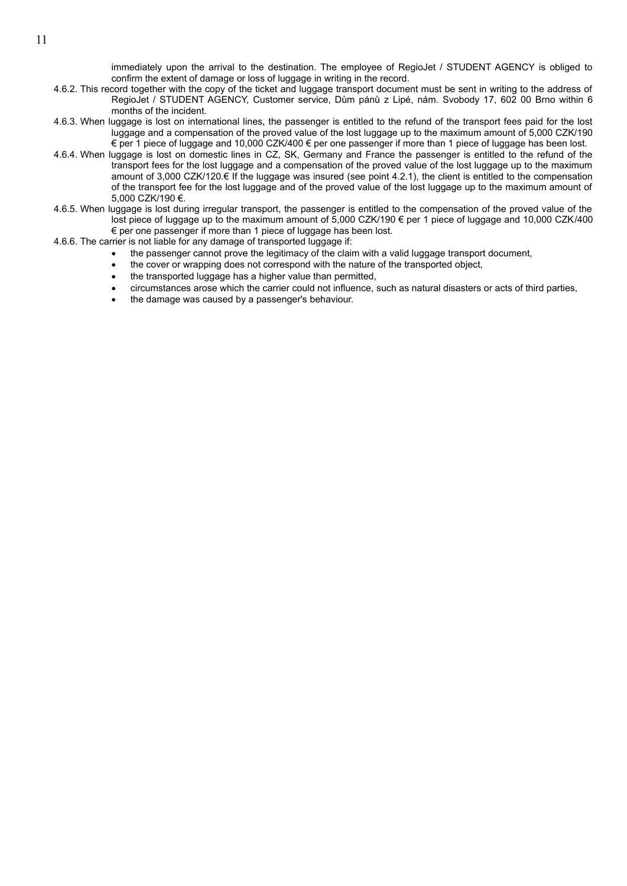immediately upon the arrival to the destination. The employee of RegioJet / STUDENT AGENCY is obliged to confirm the extent of damage or loss of luggage in writing in the record.

4.6.2. This record together with the copy of the ticket and luggage transport document must be sent in writing to the address of RegioJet / STUDENT AGENCY, Customer service, Dům pánů z Lipé, nám. Svobody 17, 602 00 Brno within 6 months of the incident.

4.6.3. When luggage is lost on international lines, the passenger is entitled to the refund of the transport fees paid for the lost luggage and a compensation of the proved value of the lost luggage up to the maximum amount of 5,000 CZK/190 € per 1 piece of luggage and 10,000 CZK/400 € per one passenger if more than 1 piece of luggage has been lost.

4.6.4. When luggage is lost on domestic lines in CZ, SK, Germany and France the passenger is entitled to the refund of the transport fees for the lost luggage and a compensation of the proved value of the lost luggage up to the maximum amount of 3,000 CZK/120.€ If the luggage was insured (see point 4.2.1), the client is entitled to the compensation of the transport fee for the lost luggage and of the proved value of the lost luggage up to the maximum amount of 5,000 CZK/190 €.

4.6.5. When luggage is lost during irregular transport, the passenger is entitled to the compensation of the proved value of the lost piece of luggage up to the maximum amount of 5,000 CZK/190 € per 1 piece of luggage and 10,000 CZK/400 € per one passenger if more than 1 piece of luggage has been lost.

4.6.6. The carrier is not liable for any damage of transported luggage if:

- the passenger cannot prove the legitimacy of the claim with a valid luggage transport document,
- the cover or wrapping does not correspond with the nature of the transported object,
- the transported luggage has a higher value than permitted,
- circumstances arose which the carrier could not influence, such as natural disasters or acts of third parties,
- the damage was caused by a passenger's behaviour.